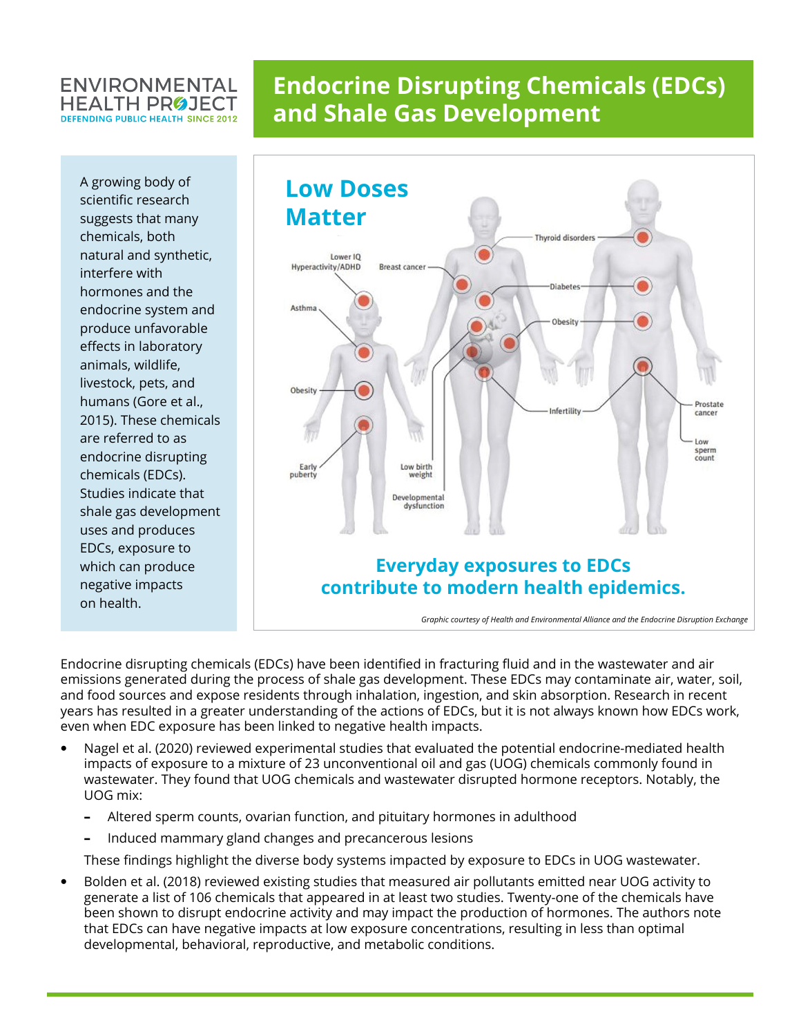ENVIRONMENTAL HEALTH PROJECT
DEFENDING PUBLIC HEALTH SINCE 2012

# Endocrine Disrupting Chemicals (EDCs) and Shale Gas Development

A growing body of scientific research suggests that many chemicals, both natural and synthetic, interfere with hormones and the endocrine system and produce unfavorable effects in laboratory animals, wildlife, livestock, pets, and humans (Gore et al., 2015). These chemicals are referred to as endocrine disrupting chemicals (EDCs). Studies indicate that shale gas development uses and produces EDCs, exposure to which can produce negative impacts on health.

## Low Doses Matter

Lower IQ
Hyperactivity/ADHD
Breast cancer
Thyroid disorders
Asthma
Diabetes
Obesity
Obesity
Infertility
Prostate cancer
Low sperm count
Early puberty
Low birth weight
Developmental dysfunction

**Everyday exposures to EDCs contribute to modern health epidemics.**

*Graphic courtesy of Health and Environmental Alliance and the Endocrine Disruption Exchange*

Endocrine disrupting chemicals (EDCs) have been identified in fracturing fluid and in the wastewater and air emissions generated during the process of shale gas development. These EDCs may contaminate air, water, soil, and food sources and expose residents through inhalation, ingestion, and skin absorption. Research in recent years has resulted in a greater understanding of the actions of EDCs, but it is not always known how EDCs work, even when EDC exposure has been linked to negative health impacts.

- Nagel et al. (2020) reviewed experimental studies that evaluated the potential endocrine-mediated health impacts of exposure to a mixture of 23 unconventional oil and gas (UOG) chemicals commonly found in wastewater. They found that UOG chemicals and wastewater disrupted hormone receptors. Notably, the UOG mix:
  - Altered sperm counts, ovarian function, and pituitary hormones in adulthood
  - Induced mammary gland changes and precancerous lesions

  These findings highlight the diverse body systems impacted by exposure to EDCs in UOG wastewater.
- Bolden et al. (2018) reviewed existing studies that measured air pollutants emitted near UOG activity to generate a list of 106 chemicals that appeared in at least two studies. Twenty-one of the chemicals have been shown to disrupt endocrine activity and may impact the production of hormones. The authors note that EDCs can have negative impacts at low exposure concentrations, resulting in less than optimal developmental, behavioral, reproductive, and metabolic conditions.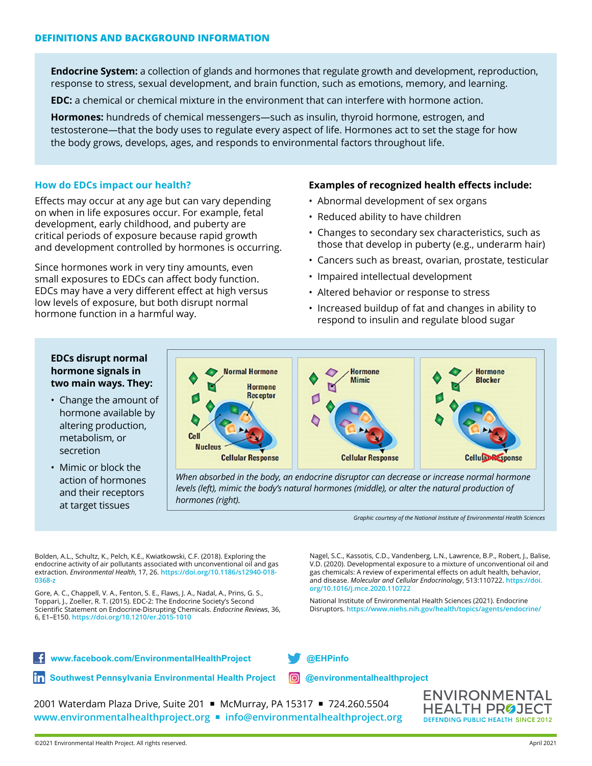## DEFINITIONS AND BACKGROUND INFORMATION

**Endocrine System:** a collection of glands and hormones that regulate growth and development, reproduction, response to stress, sexual development, and brain function, such as emotions, memory, and learning.

**EDC:** a chemical or chemical mixture in the environment that can interfere with hormone action.

**Hormones:** hundreds of chemical messengers—such as insulin, thyroid hormone, estrogen, and testosterone—that the body uses to regulate every aspect of life. Hormones act to set the stage for how the body grows, develops, ages, and responds to environmental factors throughout life.

### How do EDCs impact our health?

Effects may occur at any age but can vary depending on when in life exposures occur. For example, fetal development, early childhood, and puberty are critical periods of exposure because rapid growth and development controlled by hormones is occurring.

Since hormones work in very tiny amounts, even small exposures to EDCs can affect body function. EDCs may have a very different effect at high versus low levels of exposure, but both disrupt normal hormone function in a harmful way.

### Examples of recognized health effects include:

- Abnormal development of sex organs
- Reduced ability to have children
- Changes to secondary sex characteristics, such as those that develop in puberty (e.g., underarm hair)
- Cancers such as breast, ovarian, prostate, testicular
- Impaired intellectual development
- Altered behavior or response to stress
- Increased buildup of fat and changes in ability to respond to insulin and regulate blood sugar

### EDCs disrupt normal hormone signals in two main ways. They:

- Change the amount of hormone available by altering production, metabolism, or secretion
- Mimic or block the action of hormones and their receptors at target tissues

Normal Hormone
Hormone Receptor
Cell
Nucleus
Cellular Response

Hormone Mimic
Cellular Response

Hormone Blocker
Cellular Response

*When absorbed in the body, an endocrine disruptor can decrease or increase normal hormone levels (left), mimic the body's natural hormones (middle), or alter the natural production of hormones (right).*

*Graphic courtesy of the National Institute of Environmental Health Sciences*

Bolden, A.L., Schultz, K., Pelch, K.E., Kwiatkowski, C.F. (2018). Exploring the endocrine activity of air pollutants associated with unconventional oil and gas extraction. *Environmental Health*, 17, 26. https://doi.org/10.1186/s12940-018-0368-z

Gore, A. C., Chappell, V. A., Fenton, S. E., Flaws, J. A., Nadal, A., Prins, G. S., Toppari, J., Zoeller, R. T. (2015). EDC-2: The Endocrine Society's Second Scientific Statement on Endocrine-Disrupting Chemicals. *Endocrine Reviews*, 36, 6, E1–E150. https://doi.org/10.1210/er.2015-1010

Nagel, S.C., Kassotis, C.D., Vandenberg, L.N., Lawrence, B.P., Robert, J., Balise, V.D. (2020). Developmental exposure to a mixture of unconventional oil and gas chemicals: A review of experimental effects on adult health, behavior, and disease. *Molecular and Cellular Endocrinology*, 513:110722. https://doi.org/10.1016/j.mce.2020.110722

National Institute of Environmental Health Sciences (2021). Endocrine Disruptors. https://www.niehs.nih.gov/health/topics/agents/endocrine/

www.facebook.com/EnvironmentalHealthProject

@EHPinfo

Southwest Pennsylvania Environmental Health Project

@environmentalhealthproject

2001 Waterdam Plaza Drive, Suite 201 ▪ McMurray, PA 15317 ▪ 724.260.5504
www.environmentalhealthproject.org ▪ info@environmentalhealthproject.org

ENVIRONMENTAL HEALTH PROJECT
DEFENDING PUBLIC HEALTH SINCE 2012

©2021 Environmental Health Project. All rights reserved.

April 2021